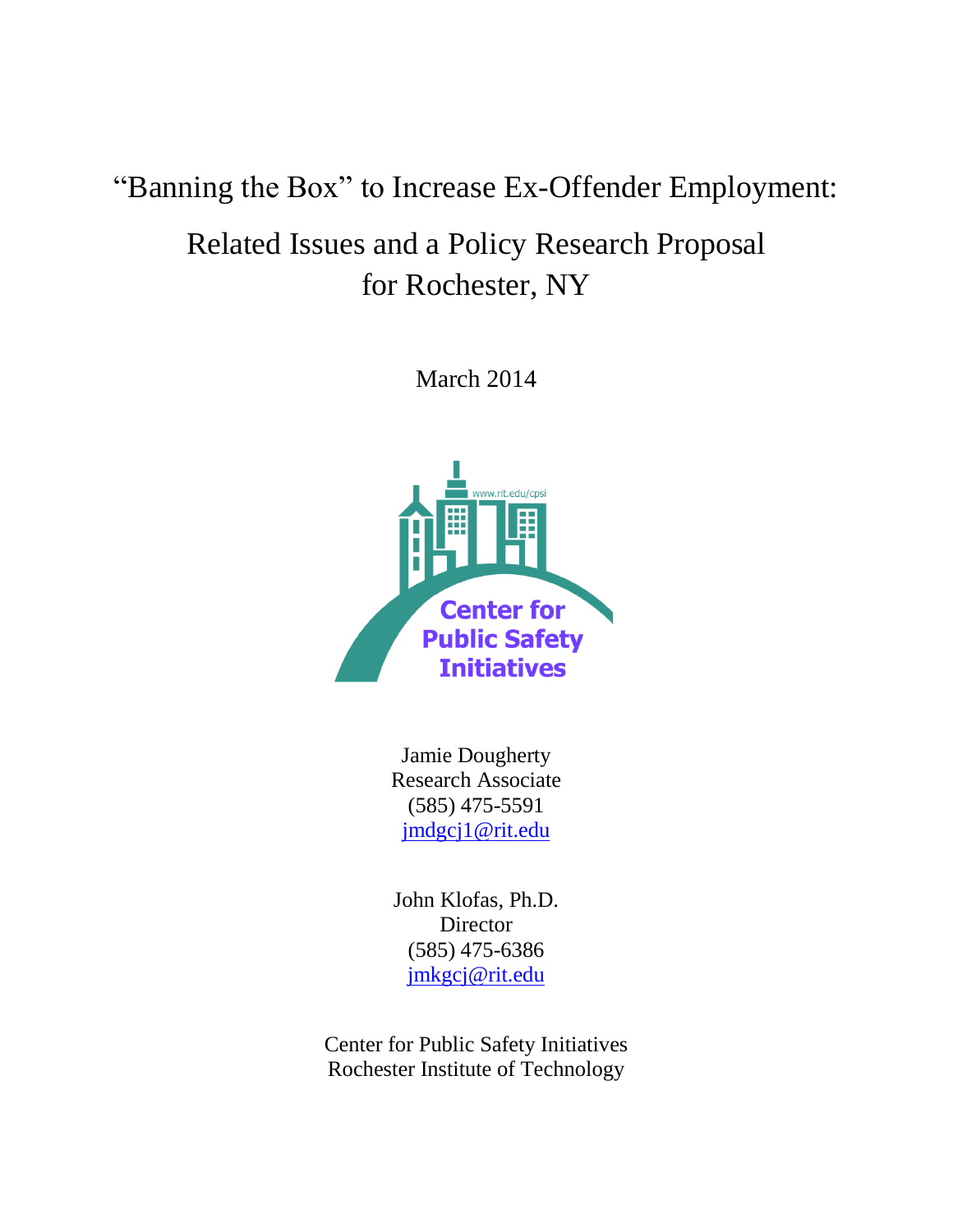# "Banning the Box" to Increase Ex-Offender Employment:

## Related Issues and a Policy Research Proposal for Rochester, NY

March 2014

Jamie Dougherty
Research Associate
(585) 475-5591
jmdgcj1@rit.edu

John Klofas, Ph.D.
Director
(585) 475-6386
jmkgcj@rit.edu

Center for Public Safety Initiatives
Rochester Institute of Technology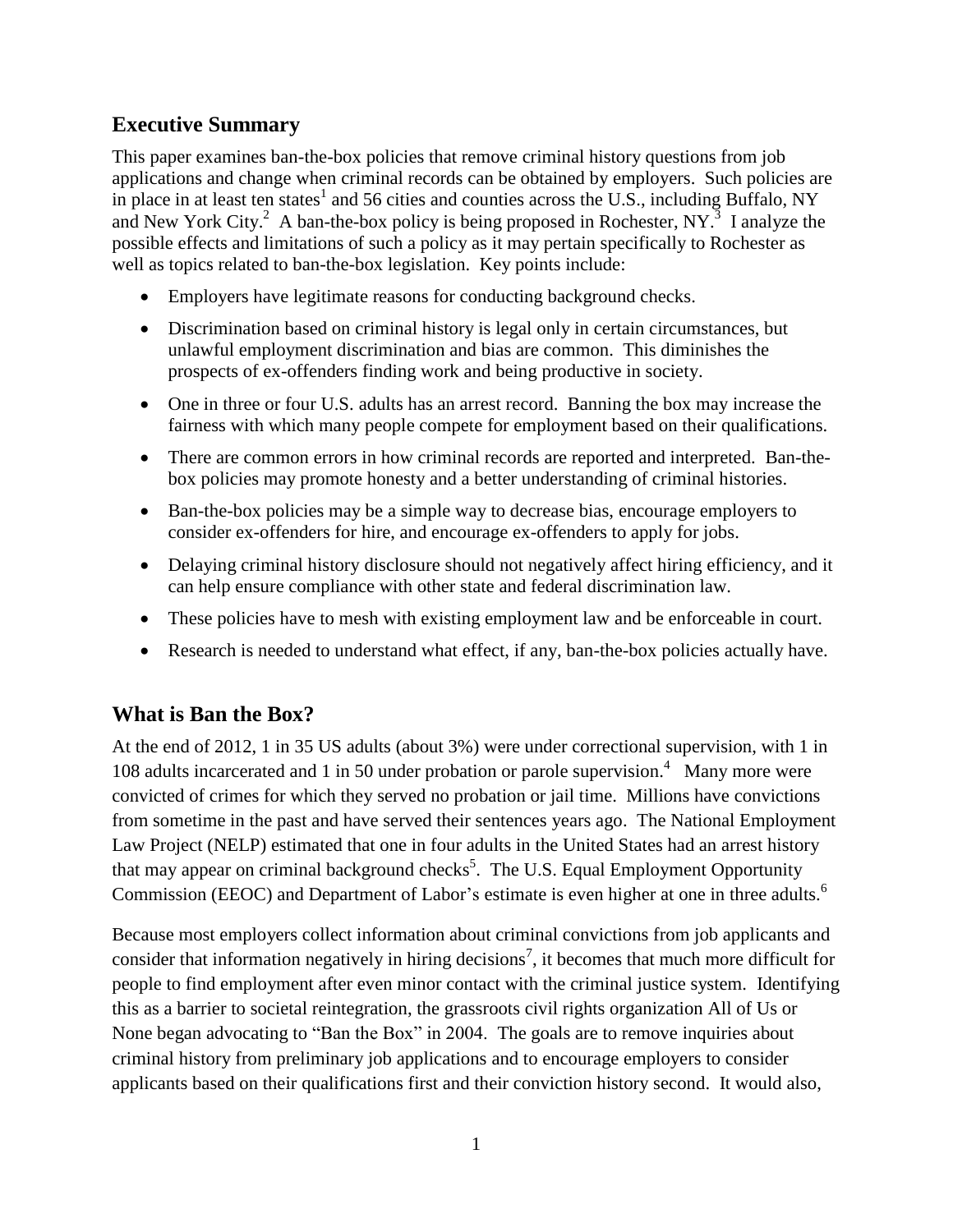## Executive Summary

This paper examines ban-the-box policies that remove criminal history questions from job applications and change when criminal records can be obtained by employers. Such policies are in place in at least ten states[1] and 56 cities and counties across the U.S., including Buffalo, NY and New York City.[2] A ban-the-box policy is being proposed in Rochester, NY.[3] I analyze the possible effects and limitations of such a policy as it may pertain specifically to Rochester as well as topics related to ban-the-box legislation. Key points include:

- Employers have legitimate reasons for conducting background checks.
- Discrimination based on criminal history is legal only in certain circumstances, but unlawful employment discrimination and bias are common. This diminishes the prospects of ex-offenders finding work and being productive in society.
- One in three or four U.S. adults has an arrest record. Banning the box may increase the fairness with which many people compete for employment based on their qualifications.
- There are common errors in how criminal records are reported and interpreted. Ban-the-box policies may promote honesty and a better understanding of criminal histories.
- Ban-the-box policies may be a simple way to decrease bias, encourage employers to consider ex-offenders for hire, and encourage ex-offenders to apply for jobs.
- Delaying criminal history disclosure should not negatively affect hiring efficiency, and it can help ensure compliance with other state and federal discrimination law.
- These policies have to mesh with existing employment law and be enforceable in court.
- Research is needed to understand what effect, if any, ban-the-box policies actually have.

## What is Ban the Box?

At the end of 2012, 1 in 35 US adults (about 3%) were under correctional supervision, with 1 in 108 adults incarcerated and 1 in 50 under probation or parole supervision.[4] Many more were convicted of crimes for which they served no probation or jail time. Millions have convictions from sometime in the past and have served their sentences years ago. The National Employment Law Project (NELP) estimated that one in four adults in the United States had an arrest history that may appear on criminal background checks[5]. The U.S. Equal Employment Opportunity Commission (EEOC) and Department of Labor's estimate is even higher at one in three adults.[6]

Because most employers collect information about criminal convictions from job applicants and consider that information negatively in hiring decisions[7], it becomes that much more difficult for people to find employment after even minor contact with the criminal justice system. Identifying this as a barrier to societal reintegration, the grassroots civil rights organization All of Us or None began advocating to "Ban the Box" in 2004. The goals are to remove inquiries about criminal history from preliminary job applications and to encourage employers to consider applicants based on their qualifications first and their conviction history second. It would also,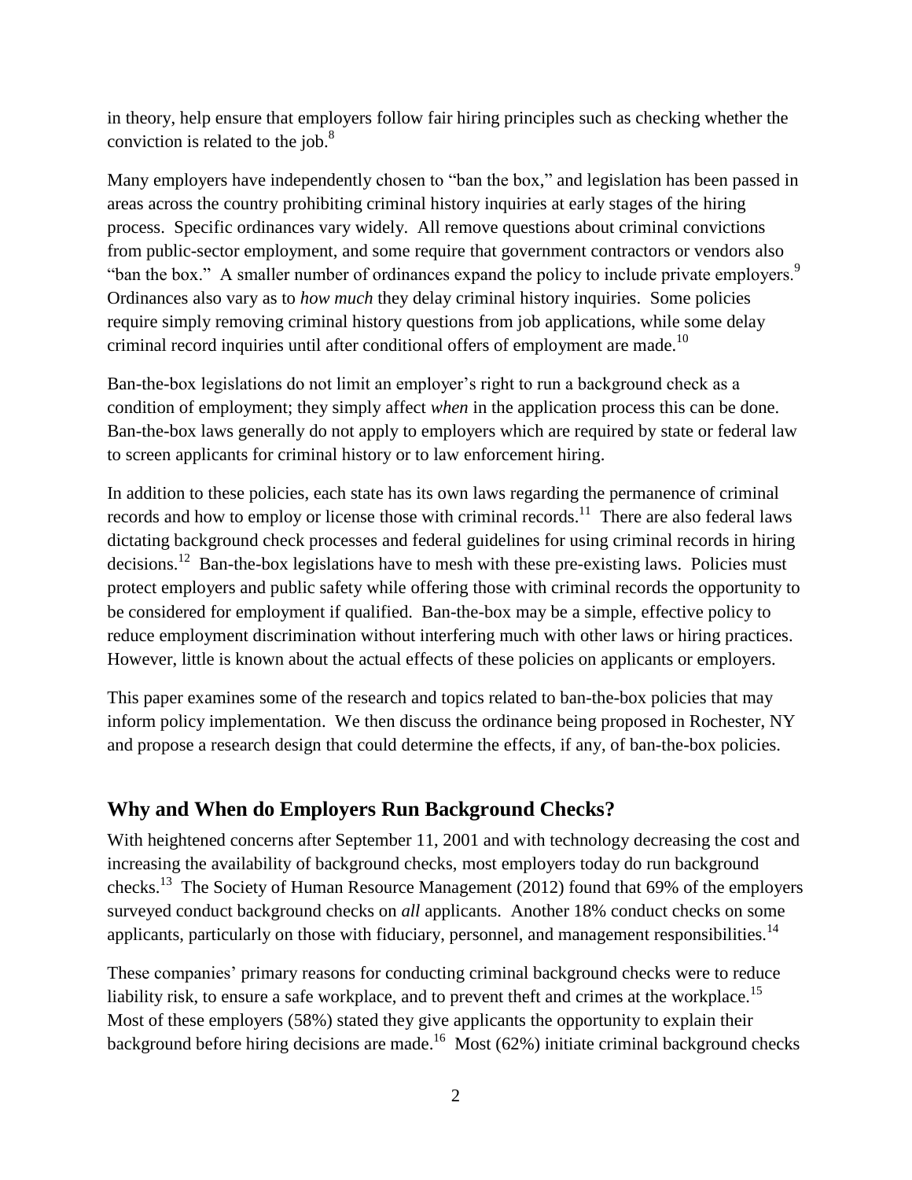in theory, help ensure that employers follow fair hiring principles such as checking whether the conviction is related to the job.[8]

Many employers have independently chosen to "ban the box," and legislation has been passed in areas across the country prohibiting criminal history inquiries at early stages of the hiring process. Specific ordinances vary widely. All remove questions about criminal convictions from public-sector employment, and some require that government contractors or vendors also "ban the box." A smaller number of ordinances expand the policy to include private employers.[9] Ordinances also vary as to *how much* they delay criminal history inquiries. Some policies require simply removing criminal history questions from job applications, while some delay criminal record inquiries until after conditional offers of employment are made.[10]

Ban-the-box legislations do not limit an employer's right to run a background check as a condition of employment; they simply affect *when* in the application process this can be done. Ban-the-box laws generally do not apply to employers which are required by state or federal law to screen applicants for criminal history or to law enforcement hiring.

In addition to these policies, each state has its own laws regarding the permanence of criminal records and how to employ or license those with criminal records.[11] There are also federal laws dictating background check processes and federal guidelines for using criminal records in hiring decisions.[12] Ban-the-box legislations have to mesh with these pre-existing laws. Policies must protect employers and public safety while offering those with criminal records the opportunity to be considered for employment if qualified. Ban-the-box may be a simple, effective policy to reduce employment discrimination without interfering much with other laws or hiring practices. However, little is known about the actual effects of these policies on applicants or employers.

This paper examines some of the research and topics related to ban-the-box policies that may inform policy implementation. We then discuss the ordinance being proposed in Rochester, NY and propose a research design that could determine the effects, if any, of ban-the-box policies.

## Why and When do Employers Run Background Checks?

With heightened concerns after September 11, 2001 and with technology decreasing the cost and increasing the availability of background checks, most employers today do run background checks.[13] The Society of Human Resource Management (2012) found that 69% of the employers surveyed conduct background checks on *all* applicants. Another 18% conduct checks on some applicants, particularly on those with fiduciary, personnel, and management responsibilities.[14]

These companies' primary reasons for conducting criminal background checks were to reduce liability risk, to ensure a safe workplace, and to prevent theft and crimes at the workplace.[15] Most of these employers (58%) stated they give applicants the opportunity to explain their background before hiring decisions are made.[16] Most (62%) initiate criminal background checks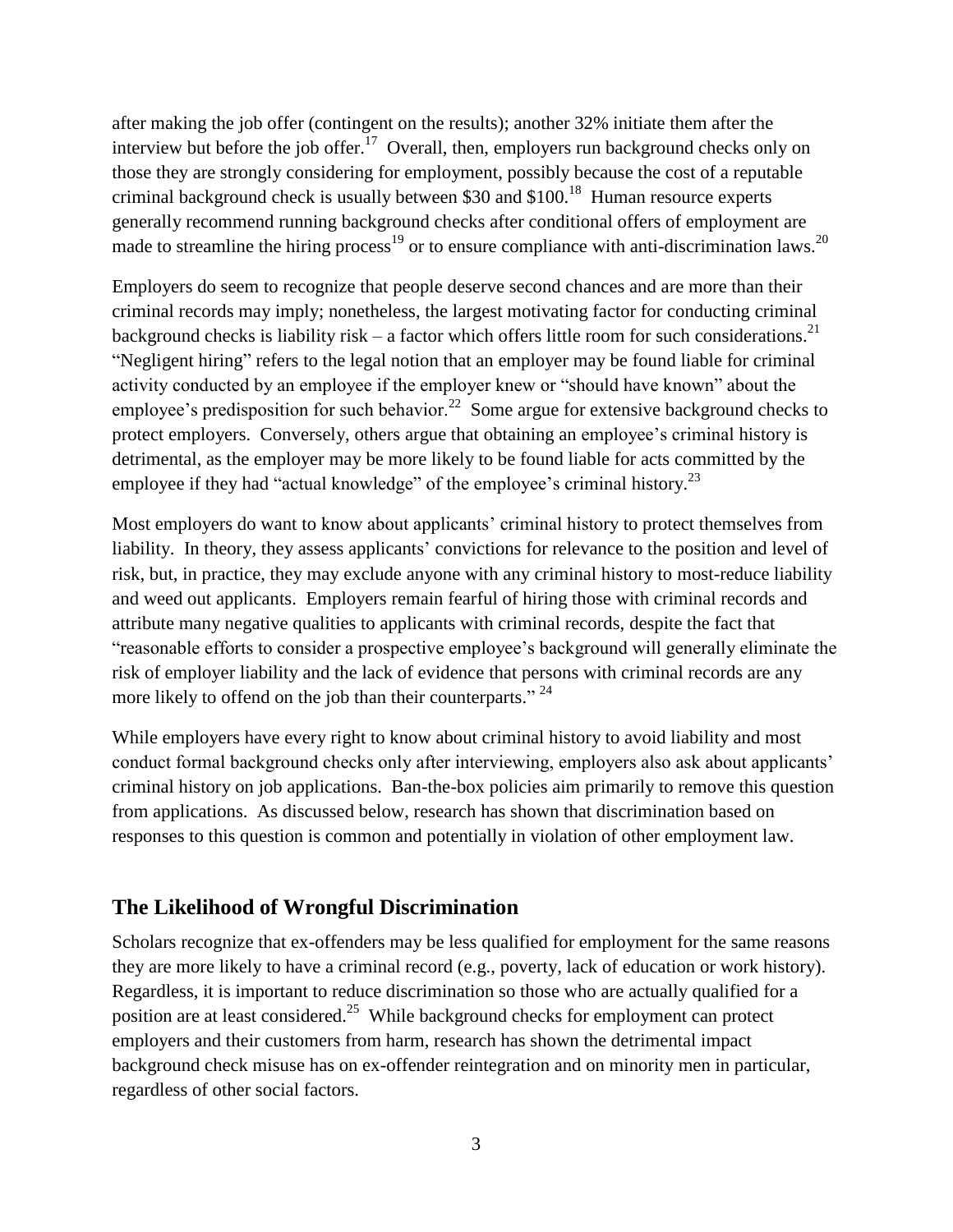after making the job offer (contingent on the results); another 32% initiate them after the interview but before the job offer.[17] Overall, then, employers run background checks only on those they are strongly considering for employment, possibly because the cost of a reputable criminal background check is usually between $30 and $100.[18] Human resource experts generally recommend running background checks after conditional offers of employment are made to streamline the hiring process[19] or to ensure compliance with anti-discrimination laws.[20]

Employers do seem to recognize that people deserve second chances and are more than their criminal records may imply; nonetheless, the largest motivating factor for conducting criminal background checks is liability risk – a factor which offers little room for such considerations.[21] "Negligent hiring" refers to the legal notion that an employer may be found liable for criminal activity conducted by an employee if the employer knew or "should have known" about the employee's predisposition for such behavior.[22] Some argue for extensive background checks to protect employers. Conversely, others argue that obtaining an employee's criminal history is detrimental, as the employer may be more likely to be found liable for acts committed by the employee if they had "actual knowledge" of the employee's criminal history.[23]

Most employers do want to know about applicants' criminal history to protect themselves from liability. In theory, they assess applicants' convictions for relevance to the position and level of risk, but, in practice, they may exclude anyone with any criminal history to most-reduce liability and weed out applicants. Employers remain fearful of hiring those with criminal records and attribute many negative qualities to applicants with criminal records, despite the fact that "reasonable efforts to consider a prospective employee's background will generally eliminate the risk of employer liability and the lack of evidence that persons with criminal records are any more likely to offend on the job than their counterparts." [24]

While employers have every right to know about criminal history to avoid liability and most conduct formal background checks only after interviewing, employers also ask about applicants' criminal history on job applications. Ban-the-box policies aim primarily to remove this question from applications. As discussed below, research has shown that discrimination based on responses to this question is common and potentially in violation of other employment law.

## The Likelihood of Wrongful Discrimination

Scholars recognize that ex-offenders may be less qualified for employment for the same reasons they are more likely to have a criminal record (e.g., poverty, lack of education or work history). Regardless, it is important to reduce discrimination so those who are actually qualified for a position are at least considered.[25] While background checks for employment can protect employers and their customers from harm, research has shown the detrimental impact background check misuse has on ex-offender reintegration and on minority men in particular, regardless of other social factors.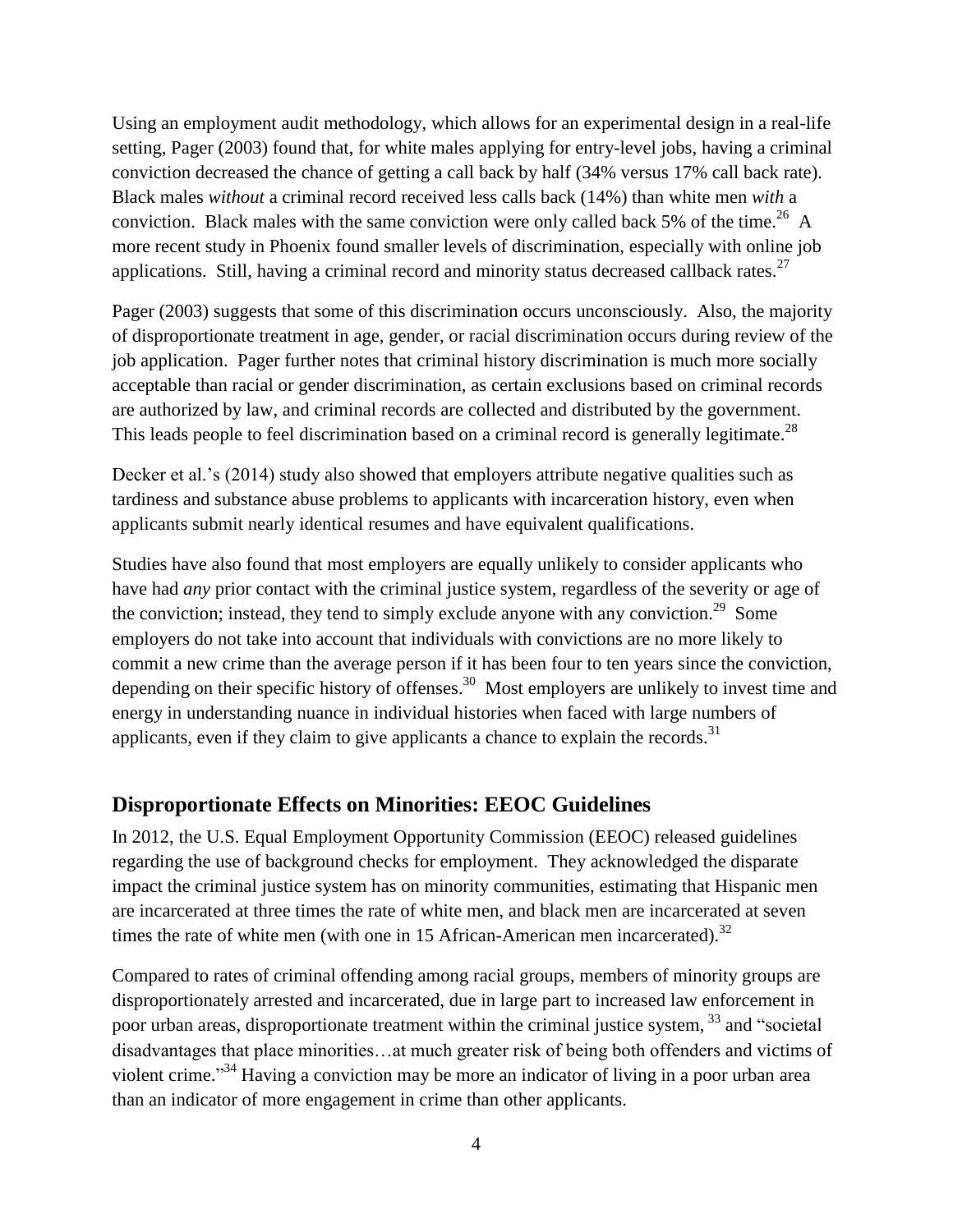Using an employment audit methodology, which allows for an experimental design in a real-life setting, Pager (2003) found that, for white males applying for entry-level jobs, having a criminal conviction decreased the chance of getting a call back by half (34% versus 17% call back rate). Black males *without* a criminal record received less calls back (14%) than white men *with* a conviction. Black males with the same conviction were only called back 5% of the time.[26] A more recent study in Phoenix found smaller levels of discrimination, especially with online job applications. Still, having a criminal record and minority status decreased callback rates.[27]

Pager (2003) suggests that some of this discrimination occurs unconsciously. Also, the majority of disproportionate treatment in age, gender, or racial discrimination occurs during review of the job application. Pager further notes that criminal history discrimination is much more socially acceptable than racial or gender discrimination, as certain exclusions based on criminal records are authorized by law, and criminal records are collected and distributed by the government. This leads people to feel discrimination based on a criminal record is generally legitimate.[28]

Decker et al.'s (2014) study also showed that employers attribute negative qualities such as tardiness and substance abuse problems to applicants with incarceration history, even when applicants submit nearly identical resumes and have equivalent qualifications.

Studies have also found that most employers are equally unlikely to consider applicants who have had *any* prior contact with the criminal justice system, regardless of the severity or age of the conviction; instead, they tend to simply exclude anyone with any conviction.[29] Some employers do not take into account that individuals with convictions are no more likely to commit a new crime than the average person if it has been four to ten years since the conviction, depending on their specific history of offenses.[30] Most employers are unlikely to invest time and energy in understanding nuance in individual histories when faced with large numbers of applicants, even if they claim to give applicants a chance to explain the records.[31]

## Disproportionate Effects on Minorities: EEOC Guidelines

In 2012, the U.S. Equal Employment Opportunity Commission (EEOC) released guidelines regarding the use of background checks for employment. They acknowledged the disparate impact the criminal justice system has on minority communities, estimating that Hispanic men are incarcerated at three times the rate of white men, and black men are incarcerated at seven times the rate of white men (with one in 15 African-American men incarcerated).[32]

Compared to rates of criminal offending among racial groups, members of minority groups are disproportionately arrested and incarcerated, due in large part to increased law enforcement in poor urban areas, disproportionate treatment within the criminal justice system, [33] and "societal disadvantages that place minorities…at much greater risk of being both offenders and victims of violent crime."[34] Having a conviction may be more an indicator of living in a poor urban area than an indicator of more engagement in crime than other applicants.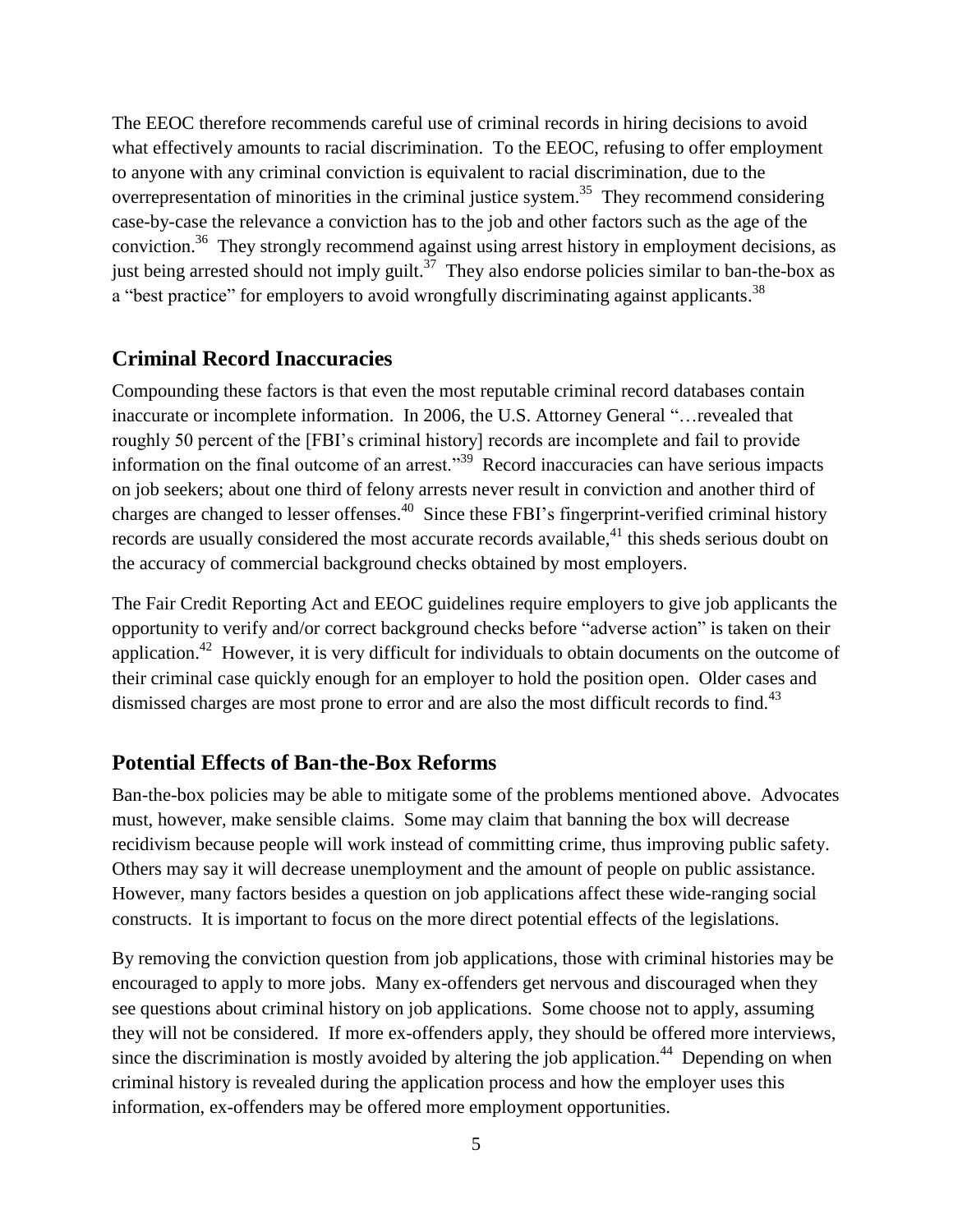The EEOC therefore recommends careful use of criminal records in hiring decisions to avoid what effectively amounts to racial discrimination. To the EEOC, refusing to offer employment to anyone with any criminal conviction is equivalent to racial discrimination, due to the overrepresentation of minorities in the criminal justice system.[35] They recommend considering case-by-case the relevance a conviction has to the job and other factors such as the age of the conviction.[36] They strongly recommend against using arrest history in employment decisions, as just being arrested should not imply guilt.[37] They also endorse policies similar to ban-the-box as a "best practice" for employers to avoid wrongfully discriminating against applicants.[38]

## Criminal Record Inaccuracies

Compounding these factors is that even the most reputable criminal record databases contain inaccurate or incomplete information. In 2006, the U.S. Attorney General "…revealed that roughly 50 percent of the [FBI's criminal history] records are incomplete and fail to provide information on the final outcome of an arrest."[39] Record inaccuracies can have serious impacts on job seekers; about one third of felony arrests never result in conviction and another third of charges are changed to lesser offenses.[40] Since these FBI's fingerprint-verified criminal history records are usually considered the most accurate records available,[41] this sheds serious doubt on the accuracy of commercial background checks obtained by most employers.

The Fair Credit Reporting Act and EEOC guidelines require employers to give job applicants the opportunity to verify and/or correct background checks before "adverse action" is taken on their application.[42] However, it is very difficult for individuals to obtain documents on the outcome of their criminal case quickly enough for an employer to hold the position open. Older cases and dismissed charges are most prone to error and are also the most difficult records to find.[43]

## Potential Effects of Ban-the-Box Reforms

Ban-the-box policies may be able to mitigate some of the problems mentioned above. Advocates must, however, make sensible claims. Some may claim that banning the box will decrease recidivism because people will work instead of committing crime, thus improving public safety. Others may say it will decrease unemployment and the amount of people on public assistance. However, many factors besides a question on job applications affect these wide-ranging social constructs. It is important to focus on the more direct potential effects of the legislations.

By removing the conviction question from job applications, those with criminal histories may be encouraged to apply to more jobs. Many ex-offenders get nervous and discouraged when they see questions about criminal history on job applications. Some choose not to apply, assuming they will not be considered. If more ex-offenders apply, they should be offered more interviews, since the discrimination is mostly avoided by altering the job application.[44] Depending on when criminal history is revealed during the application process and how the employer uses this information, ex-offenders may be offered more employment opportunities.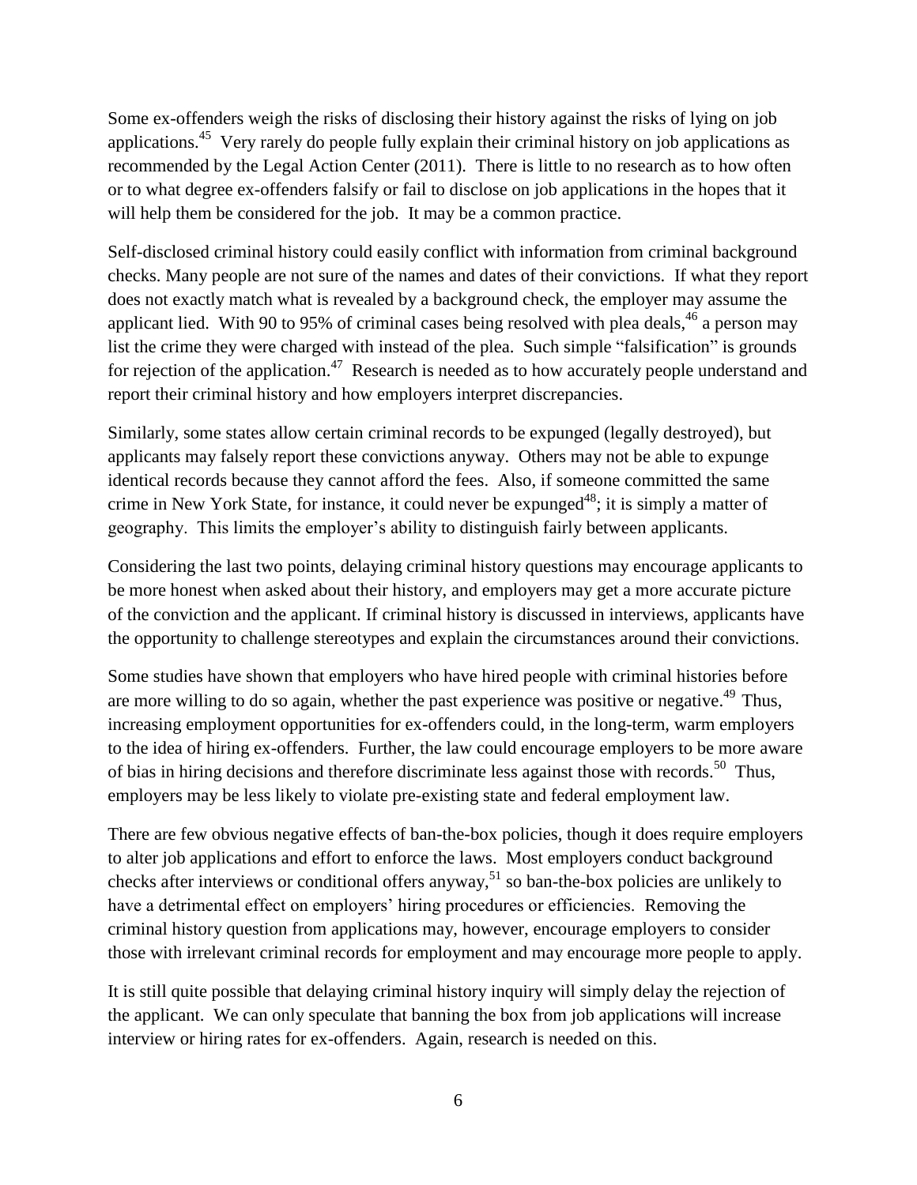Some ex-offenders weigh the risks of disclosing their history against the risks of lying on job applications.[45] Very rarely do people fully explain their criminal history on job applications as recommended by the Legal Action Center (2011). There is little to no research as to how often or to what degree ex-offenders falsify or fail to disclose on job applications in the hopes that it will help them be considered for the job. It may be a common practice.

Self-disclosed criminal history could easily conflict with information from criminal background checks. Many people are not sure of the names and dates of their convictions. If what they report does not exactly match what is revealed by a background check, the employer may assume the applicant lied. With 90 to 95% of criminal cases being resolved with plea deals,[46] a person may list the crime they were charged with instead of the plea. Such simple "falsification" is grounds for rejection of the application.[47] Research is needed as to how accurately people understand and report their criminal history and how employers interpret discrepancies.

Similarly, some states allow certain criminal records to be expunged (legally destroyed), but applicants may falsely report these convictions anyway. Others may not be able to expunge identical records because they cannot afford the fees. Also, if someone committed the same crime in New York State, for instance, it could never be expunged[48]; it is simply a matter of geography. This limits the employer's ability to distinguish fairly between applicants.

Considering the last two points, delaying criminal history questions may encourage applicants to be more honest when asked about their history, and employers may get a more accurate picture of the conviction and the applicant. If criminal history is discussed in interviews, applicants have the opportunity to challenge stereotypes and explain the circumstances around their convictions.

Some studies have shown that employers who have hired people with criminal histories before are more willing to do so again, whether the past experience was positive or negative.[49] Thus, increasing employment opportunities for ex-offenders could, in the long-term, warm employers to the idea of hiring ex-offenders. Further, the law could encourage employers to be more aware of bias in hiring decisions and therefore discriminate less against those with records.[50] Thus, employers may be less likely to violate pre-existing state and federal employment law.

There are few obvious negative effects of ban-the-box policies, though it does require employers to alter job applications and effort to enforce the laws. Most employers conduct background checks after interviews or conditional offers anyway,[51] so ban-the-box policies are unlikely to have a detrimental effect on employers' hiring procedures or efficiencies. Removing the criminal history question from applications may, however, encourage employers to consider those with irrelevant criminal records for employment and may encourage more people to apply.

It is still quite possible that delaying criminal history inquiry will simply delay the rejection of the applicant. We can only speculate that banning the box from job applications will increase interview or hiring rates for ex-offenders. Again, research is needed on this.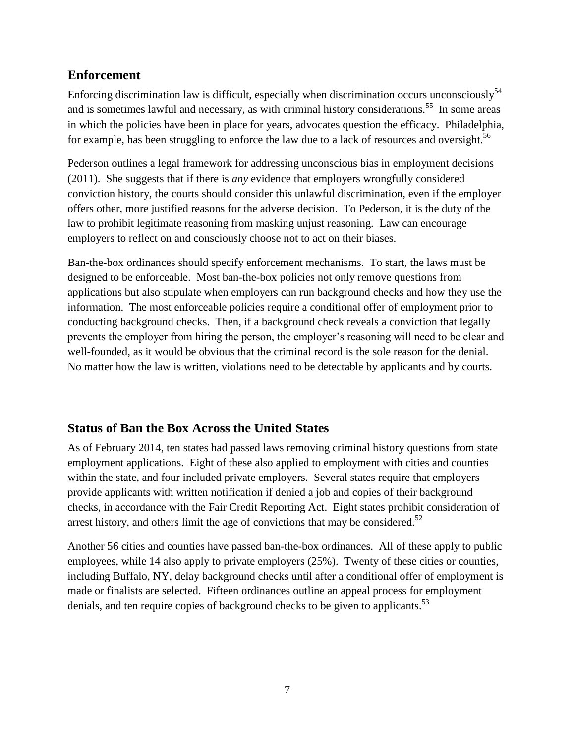## Enforcement

Enforcing discrimination law is difficult, especially when discrimination occurs unconsciously[54] and is sometimes lawful and necessary, as with criminal history considerations.[55] In some areas in which the policies have been in place for years, advocates question the efficacy. Philadelphia, for example, has been struggling to enforce the law due to a lack of resources and oversight.[56]

Pederson outlines a legal framework for addressing unconscious bias in employment decisions (2011). She suggests that if there is *any* evidence that employers wrongfully considered conviction history, the courts should consider this unlawful discrimination, even if the employer offers other, more justified reasons for the adverse decision. To Pederson, it is the duty of the law to prohibit legitimate reasoning from masking unjust reasoning. Law can encourage employers to reflect on and consciously choose not to act on their biases.

Ban-the-box ordinances should specify enforcement mechanisms. To start, the laws must be designed to be enforceable. Most ban-the-box policies not only remove questions from applications but also stipulate when employers can run background checks and how they use the information. The most enforceable policies require a conditional offer of employment prior to conducting background checks. Then, if a background check reveals a conviction that legally prevents the employer from hiring the person, the employer's reasoning will need to be clear and well-founded, as it would be obvious that the criminal record is the sole reason for the denial. No matter how the law is written, violations need to be detectable by applicants and by courts.

## Status of Ban the Box Across the United States

As of February 2014, ten states had passed laws removing criminal history questions from state employment applications. Eight of these also applied to employment with cities and counties within the state, and four included private employers. Several states require that employers provide applicants with written notification if denied a job and copies of their background checks, in accordance with the Fair Credit Reporting Act. Eight states prohibit consideration of arrest history, and others limit the age of convictions that may be considered.[52]

Another 56 cities and counties have passed ban-the-box ordinances. All of these apply to public employees, while 14 also apply to private employers (25%). Twenty of these cities or counties, including Buffalo, NY, delay background checks until after a conditional offer of employment is made or finalists are selected. Fifteen ordinances outline an appeal process for employment denials, and ten require copies of background checks to be given to applicants.[53]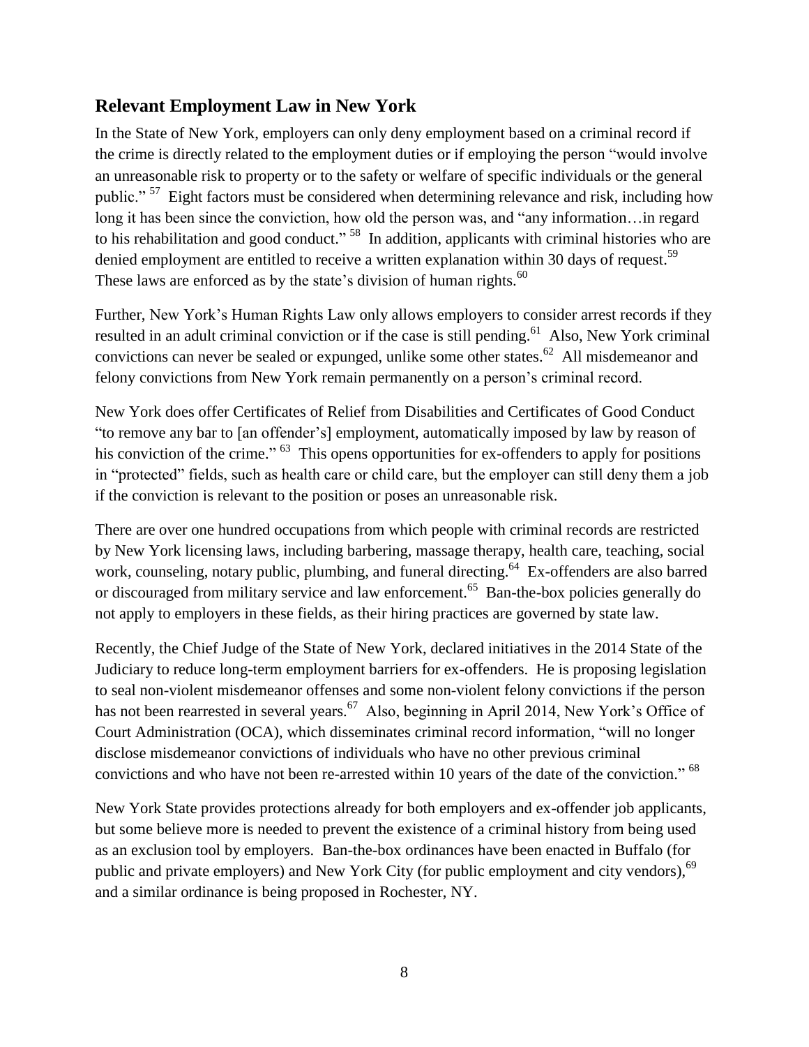## Relevant Employment Law in New York

In the State of New York, employers can only deny employment based on a criminal record if the crime is directly related to the employment duties or if employing the person "would involve an unreasonable risk to property or to the safety or welfare of specific individuals or the general public." [57] Eight factors must be considered when determining relevance and risk, including how long it has been since the conviction, how old the person was, and "any information…in regard to his rehabilitation and good conduct." [58] In addition, applicants with criminal histories who are denied employment are entitled to receive a written explanation within 30 days of request.[59] These laws are enforced as by the state's division of human rights.[60]

Further, New York's Human Rights Law only allows employers to consider arrest records if they resulted in an adult criminal conviction or if the case is still pending.[61] Also, New York criminal convictions can never be sealed or expunged, unlike some other states.[62] All misdemeanor and felony convictions from New York remain permanently on a person's criminal record.

New York does offer Certificates of Relief from Disabilities and Certificates of Good Conduct "to remove any bar to [an offender's] employment, automatically imposed by law by reason of his conviction of the crime." [63] This opens opportunities for ex-offenders to apply for positions in "protected" fields, such as health care or child care, but the employer can still deny them a job if the conviction is relevant to the position or poses an unreasonable risk.

There are over one hundred occupations from which people with criminal records are restricted by New York licensing laws, including barbering, massage therapy, health care, teaching, social work, counseling, notary public, plumbing, and funeral directing.[64] Ex-offenders are also barred or discouraged from military service and law enforcement.[65] Ban-the-box policies generally do not apply to employers in these fields, as their hiring practices are governed by state law.

Recently, the Chief Judge of the State of New York, declared initiatives in the 2014 State of the Judiciary to reduce long-term employment barriers for ex-offenders. He is proposing legislation to seal non-violent misdemeanor offenses and some non-violent felony convictions if the person has not been rearrested in several years.[67] Also, beginning in April 2014, New York's Office of Court Administration (OCA), which disseminates criminal record information, "will no longer disclose misdemeanor convictions of individuals who have no other previous criminal convictions and who have not been re-arrested within 10 years of the date of the conviction." [68]

New York State provides protections already for both employers and ex-offender job applicants, but some believe more is needed to prevent the existence of a criminal history from being used as an exclusion tool by employers. Ban-the-box ordinances have been enacted in Buffalo (for public and private employers) and New York City (for public employment and city vendors),[69] and a similar ordinance is being proposed in Rochester, NY.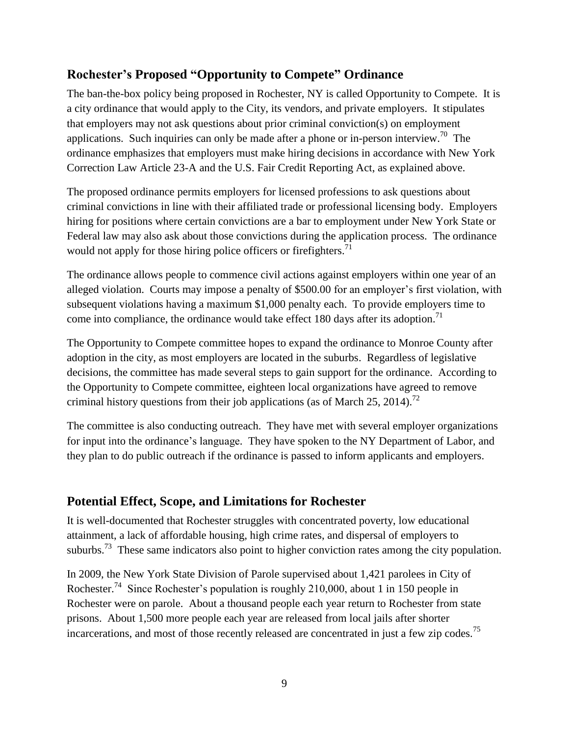## Rochester's Proposed "Opportunity to Compete" Ordinance

The ban-the-box policy being proposed in Rochester, NY is called Opportunity to Compete. It is a city ordinance that would apply to the City, its vendors, and private employers. It stipulates that employers may not ask questions about prior criminal conviction(s) on employment applications. Such inquiries can only be made after a phone or in-person interview.[70] The ordinance emphasizes that employers must make hiring decisions in accordance with New York Correction Law Article 23-A and the U.S. Fair Credit Reporting Act, as explained above.

The proposed ordinance permits employers for licensed professions to ask questions about criminal convictions in line with their affiliated trade or professional licensing body. Employers hiring for positions where certain convictions are a bar to employment under New York State or Federal law may also ask about those convictions during the application process. The ordinance would not apply for those hiring police officers or firefighters.[71]

The ordinance allows people to commence civil actions against employers within one year of an alleged violation. Courts may impose a penalty of $500.00 for an employer's first violation, with subsequent violations having a maximum $1,000 penalty each. To provide employers time to come into compliance, the ordinance would take effect 180 days after its adoption.[71]

The Opportunity to Compete committee hopes to expand the ordinance to Monroe County after adoption in the city, as most employers are located in the suburbs. Regardless of legislative decisions, the committee has made several steps to gain support for the ordinance. According to the Opportunity to Compete committee, eighteen local organizations have agreed to remove criminal history questions from their job applications (as of March 25, 2014).[72]

The committee is also conducting outreach. They have met with several employer organizations for input into the ordinance's language. They have spoken to the NY Department of Labor, and they plan to do public outreach if the ordinance is passed to inform applicants and employers.

## Potential Effect, Scope, and Limitations for Rochester

It is well-documented that Rochester struggles with concentrated poverty, low educational attainment, a lack of affordable housing, high crime rates, and dispersal of employers to suburbs.[73] These same indicators also point to higher conviction rates among the city population.

In 2009, the New York State Division of Parole supervised about 1,421 parolees in City of Rochester.[74] Since Rochester's population is roughly 210,000, about 1 in 150 people in Rochester were on parole. About a thousand people each year return to Rochester from state prisons. About 1,500 more people each year are released from local jails after shorter incarcerations, and most of those recently released are concentrated in just a few zip codes.[75]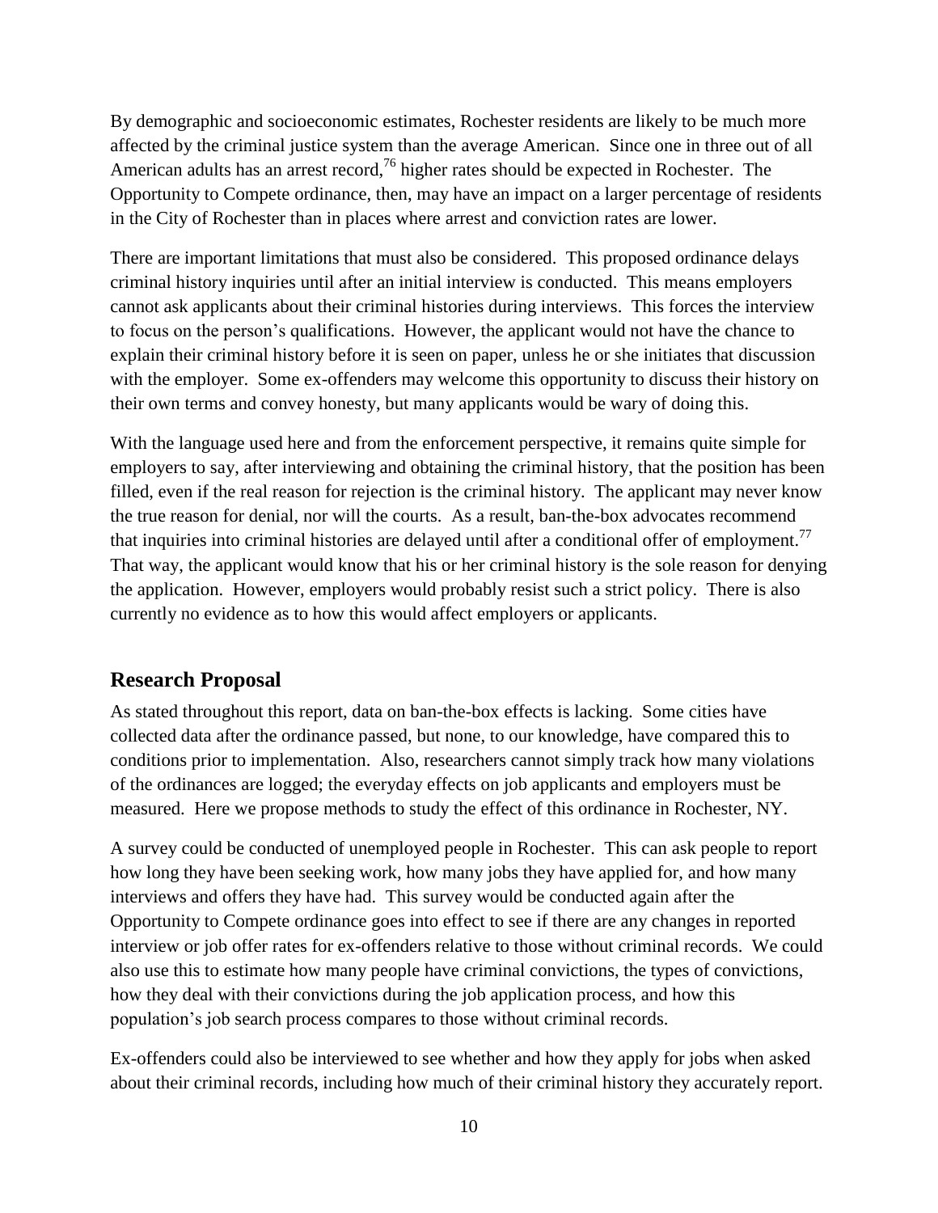By demographic and socioeconomic estimates, Rochester residents are likely to be much more affected by the criminal justice system than the average American. Since one in three out of all American adults has an arrest record,[76] higher rates should be expected in Rochester. The Opportunity to Compete ordinance, then, may have an impact on a larger percentage of residents in the City of Rochester than in places where arrest and conviction rates are lower.

There are important limitations that must also be considered. This proposed ordinance delays criminal history inquiries until after an initial interview is conducted. This means employers cannot ask applicants about their criminal histories during interviews. This forces the interview to focus on the person's qualifications. However, the applicant would not have the chance to explain their criminal history before it is seen on paper, unless he or she initiates that discussion with the employer. Some ex-offenders may welcome this opportunity to discuss their history on their own terms and convey honesty, but many applicants would be wary of doing this.

With the language used here and from the enforcement perspective, it remains quite simple for employers to say, after interviewing and obtaining the criminal history, that the position has been filled, even if the real reason for rejection is the criminal history. The applicant may never know the true reason for denial, nor will the courts. As a result, ban-the-box advocates recommend that inquiries into criminal histories are delayed until after a conditional offer of employment.[77] That way, the applicant would know that his or her criminal history is the sole reason for denying the application. However, employers would probably resist such a strict policy. There is also currently no evidence as to how this would affect employers or applicants.

## Research Proposal

As stated throughout this report, data on ban-the-box effects is lacking. Some cities have collected data after the ordinance passed, but none, to our knowledge, have compared this to conditions prior to implementation. Also, researchers cannot simply track how many violations of the ordinances are logged; the everyday effects on job applicants and employers must be measured. Here we propose methods to study the effect of this ordinance in Rochester, NY.

A survey could be conducted of unemployed people in Rochester. This can ask people to report how long they have been seeking work, how many jobs they have applied for, and how many interviews and offers they have had. This survey would be conducted again after the Opportunity to Compete ordinance goes into effect to see if there are any changes in reported interview or job offer rates for ex-offenders relative to those without criminal records. We could also use this to estimate how many people have criminal convictions, the types of convictions, how they deal with their convictions during the job application process, and how this population's job search process compares to those without criminal records.

Ex-offenders could also be interviewed to see whether and how they apply for jobs when asked about their criminal records, including how much of their criminal history they accurately report.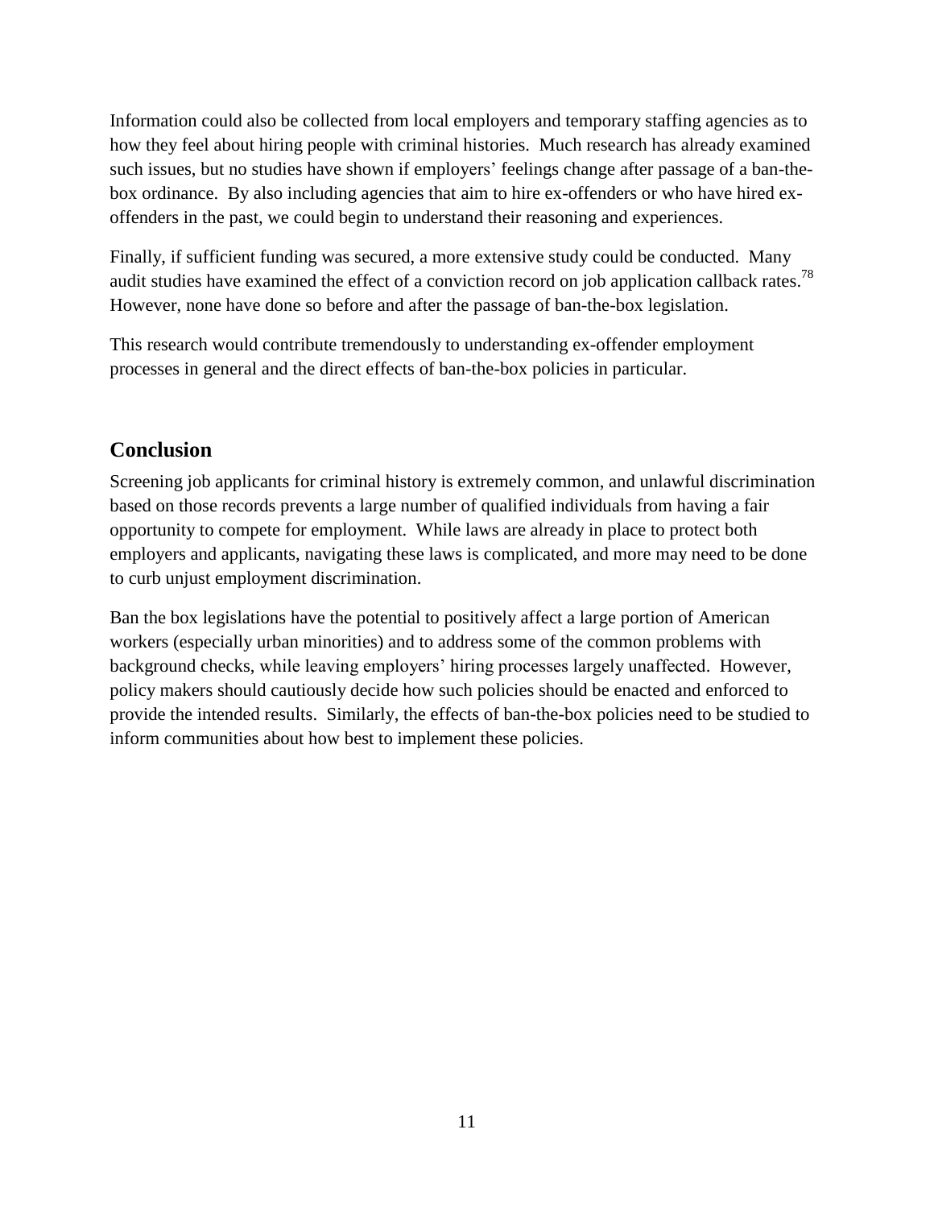Information could also be collected from local employers and temporary staffing agencies as to how they feel about hiring people with criminal histories. Much research has already examined such issues, but no studies have shown if employers' feelings change after passage of a ban-the-box ordinance. By also including agencies that aim to hire ex-offenders or who have hired ex-offenders in the past, we could begin to understand their reasoning and experiences.

Finally, if sufficient funding was secured, a more extensive study could be conducted. Many audit studies have examined the effect of a conviction record on job application callback rates.[78] However, none have done so before and after the passage of ban-the-box legislation.

This research would contribute tremendously to understanding ex-offender employment processes in general and the direct effects of ban-the-box policies in particular.

## Conclusion

Screening job applicants for criminal history is extremely common, and unlawful discrimination based on those records prevents a large number of qualified individuals from having a fair opportunity to compete for employment. While laws are already in place to protect both employers and applicants, navigating these laws is complicated, and more may need to be done to curb unjust employment discrimination.

Ban the box legislations have the potential to positively affect a large portion of American workers (especially urban minorities) and to address some of the common problems with background checks, while leaving employers' hiring processes largely unaffected. However, policy makers should cautiously decide how such policies should be enacted and enforced to provide the intended results. Similarly, the effects of ban-the-box policies need to be studied to inform communities about how best to implement these policies.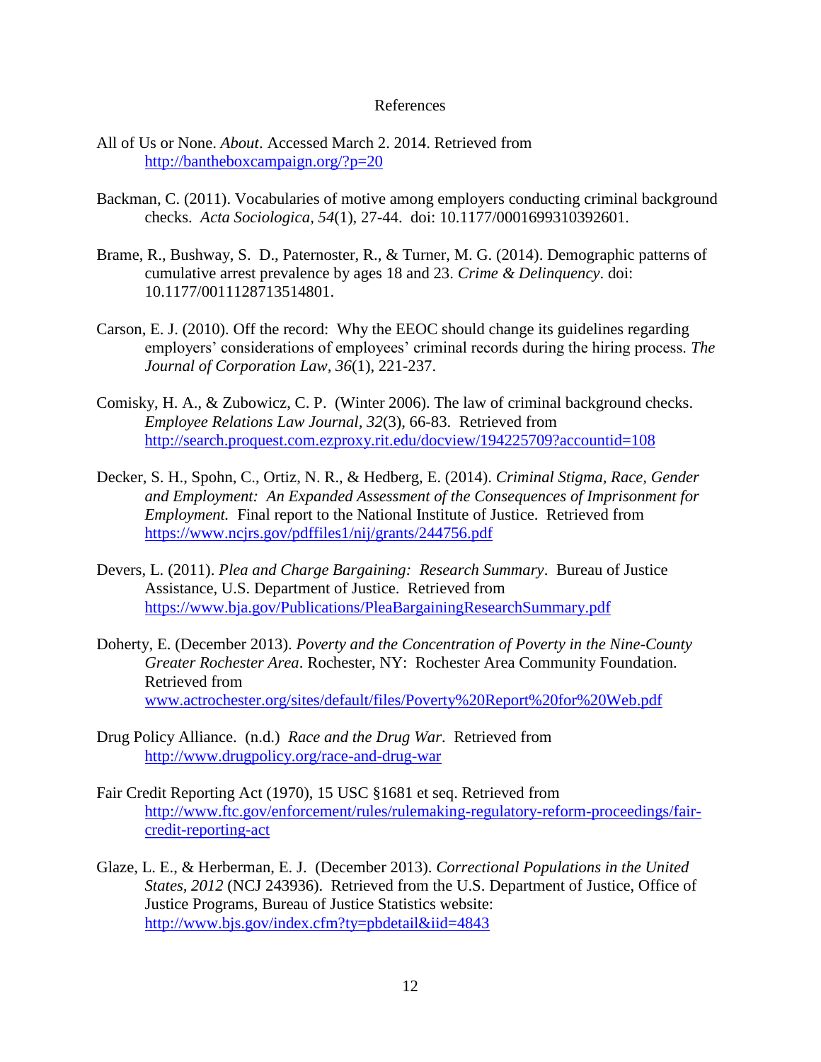# References

All of Us or None. *About*. Accessed March 2. 2014. Retrieved from http://bantheboxcampaign.org/?p=20

Backman, C. (2011). Vocabularies of motive among employers conducting criminal background checks. *Acta Sociologica, 54*(1), 27-44. doi: 10.1177/0001699310392601.

Brame, R., Bushway, S. D., Paternoster, R., & Turner, M. G. (2014). Demographic patterns of cumulative arrest prevalence by ages 18 and 23. *Crime & Delinquency*. doi: 10.1177/0011128713514801.

Carson, E. J. (2010). Off the record: Why the EEOC should change its guidelines regarding employers' considerations of employees' criminal records during the hiring process. *The Journal of Corporation Law, 36*(1), 221-237.

Comisky, H. A., & Zubowicz, C. P. (Winter 2006). The law of criminal background checks. *Employee Relations Law Journal, 32*(3), 66-83. Retrieved from http://search.proquest.com.ezproxy.rit.edu/docview/194225709?accountid=108

Decker, S. H., Spohn, C., Ortiz, N. R., & Hedberg, E. (2014). *Criminal Stigma, Race, Gender and Employment: An Expanded Assessment of the Consequences of Imprisonment for Employment.* Final report to the National Institute of Justice. Retrieved from https://www.ncjrs.gov/pdffiles1/nij/grants/244756.pdf

Devers, L. (2011). *Plea and Charge Bargaining: Research Summary*. Bureau of Justice Assistance, U.S. Department of Justice. Retrieved from https://www.bja.gov/Publications/PleaBargainingResearchSummary.pdf

Doherty, E. (December 2013). *Poverty and the Concentration of Poverty in the Nine-County Greater Rochester Area*. Rochester, NY: Rochester Area Community Foundation. Retrieved from www.actrochester.org/sites/default/files/Poverty%20Report%20for%20Web.pdf

Drug Policy Alliance. (n.d.) *Race and the Drug War*. Retrieved from http://www.drugpolicy.org/race-and-drug-war

Fair Credit Reporting Act (1970), 15 USC §1681 et seq. Retrieved from http://www.ftc.gov/enforcement/rules/rulemaking-regulatory-reform-proceedings/fair-credit-reporting-act

Glaze, L. E., & Herberman, E. J. (December 2013). *Correctional Populations in the United States, 2012* (NCJ 243936). Retrieved from the U.S. Department of Justice, Office of Justice Programs, Bureau of Justice Statistics website: http://www.bjs.gov/index.cfm?ty=pbdetail&iid=4843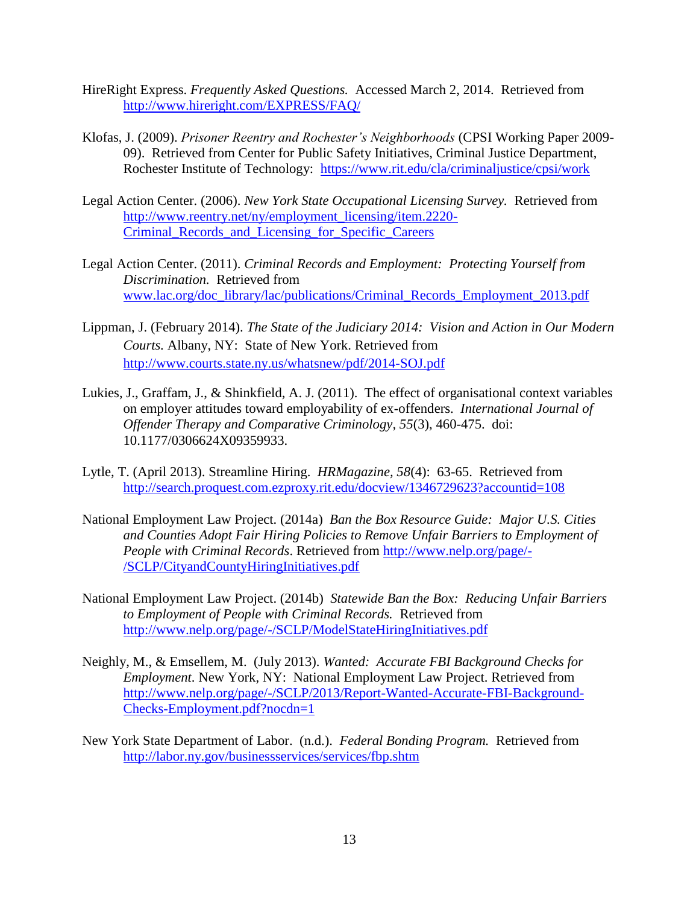HireRight Express. *Frequently Asked Questions.* Accessed March 2, 2014. Retrieved from http://www.hireright.com/EXPRESS/FAQ/

Klofas, J. (2009). *Prisoner Reentry and Rochester's Neighborhoods* (CPSI Working Paper 2009-09). Retrieved from Center for Public Safety Initiatives, Criminal Justice Department, Rochester Institute of Technology: https://www.rit.edu/cla/criminaljustice/cpsi/work

Legal Action Center. (2006). *New York State Occupational Licensing Survey.* Retrieved from http://www.reentry.net/ny/employment_licensing/item.2220-Criminal_Records_and_Licensing_for_Specific_Careers

Legal Action Center. (2011). *Criminal Records and Employment: Protecting Yourself from Discrimination.* Retrieved from www.lac.org/doc_library/lac/publications/Criminal_Records_Employment_2013.pdf

Lippman, J. (February 2014). *The State of the Judiciary 2014: Vision and Action in Our Modern Courts.* Albany, NY: State of New York. Retrieved from http://www.courts.state.ny.us/whatsnew/pdf/2014-SOJ.pdf

Lukies, J., Graffam, J., & Shinkfield, A. J. (2011). The effect of organisational context variables on employer attitudes toward employability of ex-offenders. *International Journal of Offender Therapy and Comparative Criminology, 55*(3), 460-475. doi: 10.1177/0306624X09359933.

Lytle, T. (April 2013). Streamline Hiring. *HRMagazine, 58*(4): 63-65. Retrieved from http://search.proquest.com.ezproxy.rit.edu/docview/1346729623?accountid=108

National Employment Law Project. (2014a) *Ban the Box Resource Guide: Major U.S. Cities and Counties Adopt Fair Hiring Policies to Remove Unfair Barriers to Employment of People with Criminal Records*. Retrieved from http://www.nelp.org/page/-/SCLP/CityandCountyHiringInitiatives.pdf

National Employment Law Project. (2014b) *Statewide Ban the Box: Reducing Unfair Barriers to Employment of People with Criminal Records.* Retrieved from http://www.nelp.org/page/-/SCLP/ModelStateHiringInitiatives.pdf

Neighly, M., & Emsellem, M. (July 2013). *Wanted: Accurate FBI Background Checks for Employment*. New York, NY: National Employment Law Project. Retrieved from http://www.nelp.org/page/-/SCLP/2013/Report-Wanted-Accurate-FBI-Background-Checks-Employment.pdf?nocdn=1

New York State Department of Labor. (n.d.). *Federal Bonding Program.* Retrieved from http://labor.ny.gov/businessservices/services/fbp.shtm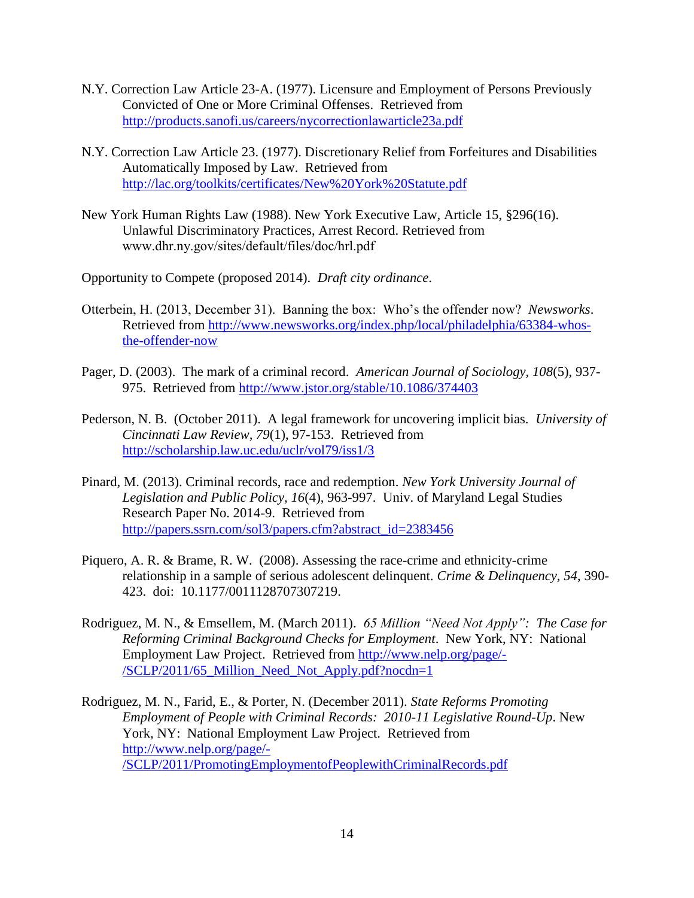N.Y. Correction Law Article 23-A. (1977). Licensure and Employment of Persons Previously Convicted of One or More Criminal Offenses. Retrieved from http://products.sanofi.us/careers/nycorrectionlawarticle23a.pdf

N.Y. Correction Law Article 23. (1977). Discretionary Relief from Forfeitures and Disabilities Automatically Imposed by Law. Retrieved from http://lac.org/toolkits/certificates/New%20York%20Statute.pdf

New York Human Rights Law (1988). New York Executive Law, Article 15, §296(16). Unlawful Discriminatory Practices, Arrest Record. Retrieved from www.dhr.ny.gov/sites/default/files/doc/hrl.pdf

Opportunity to Compete (proposed 2014). *Draft city ordinance*.

Otterbein, H. (2013, December 31). Banning the box: Who's the offender now? *Newsworks*. Retrieved from http://www.newsworks.org/index.php/local/philadelphia/63384-whos-the-offender-now

Pager, D. (2003). The mark of a criminal record. *American Journal of Sociology, 108*(5), 937-975. Retrieved from http://www.jstor.org/stable/10.1086/374403

Pederson, N. B. (October 2011). A legal framework for uncovering implicit bias. *University of Cincinnati Law Review, 79*(1), 97-153. Retrieved from http://scholarship.law.uc.edu/uclr/vol79/iss1/3

Pinard, M. (2013). Criminal records, race and redemption. *New York University Journal of Legislation and Public Policy, 16*(4), 963-997. Univ. of Maryland Legal Studies Research Paper No. 2014-9. Retrieved from http://papers.ssrn.com/sol3/papers.cfm?abstract_id=2383456

Piquero, A. R. & Brame, R. W. (2008). Assessing the race-crime and ethnicity-crime relationship in a sample of serious adolescent delinquent. *Crime & Delinquency, 54*, 390-423. doi: 10.1177/0011128707307219.

Rodriguez, M. N., & Emsellem, M. (March 2011). *65 Million "Need Not Apply": The Case for Reforming Criminal Background Checks for Employment*. New York, NY: National Employment Law Project. Retrieved from http://www.nelp.org/page/-/SCLP/2011/65_Million_Need_Not_Apply.pdf?nocdn=1

Rodriguez, M. N., Farid, E., & Porter, N. (December 2011). *State Reforms Promoting Employment of People with Criminal Records: 2010-11 Legislative Round-Up*. New York, NY: National Employment Law Project. Retrieved from http://www.nelp.org/page/-/SCLP/2011/PromotingEmploymentofPeoplewithCriminalRecords.pdf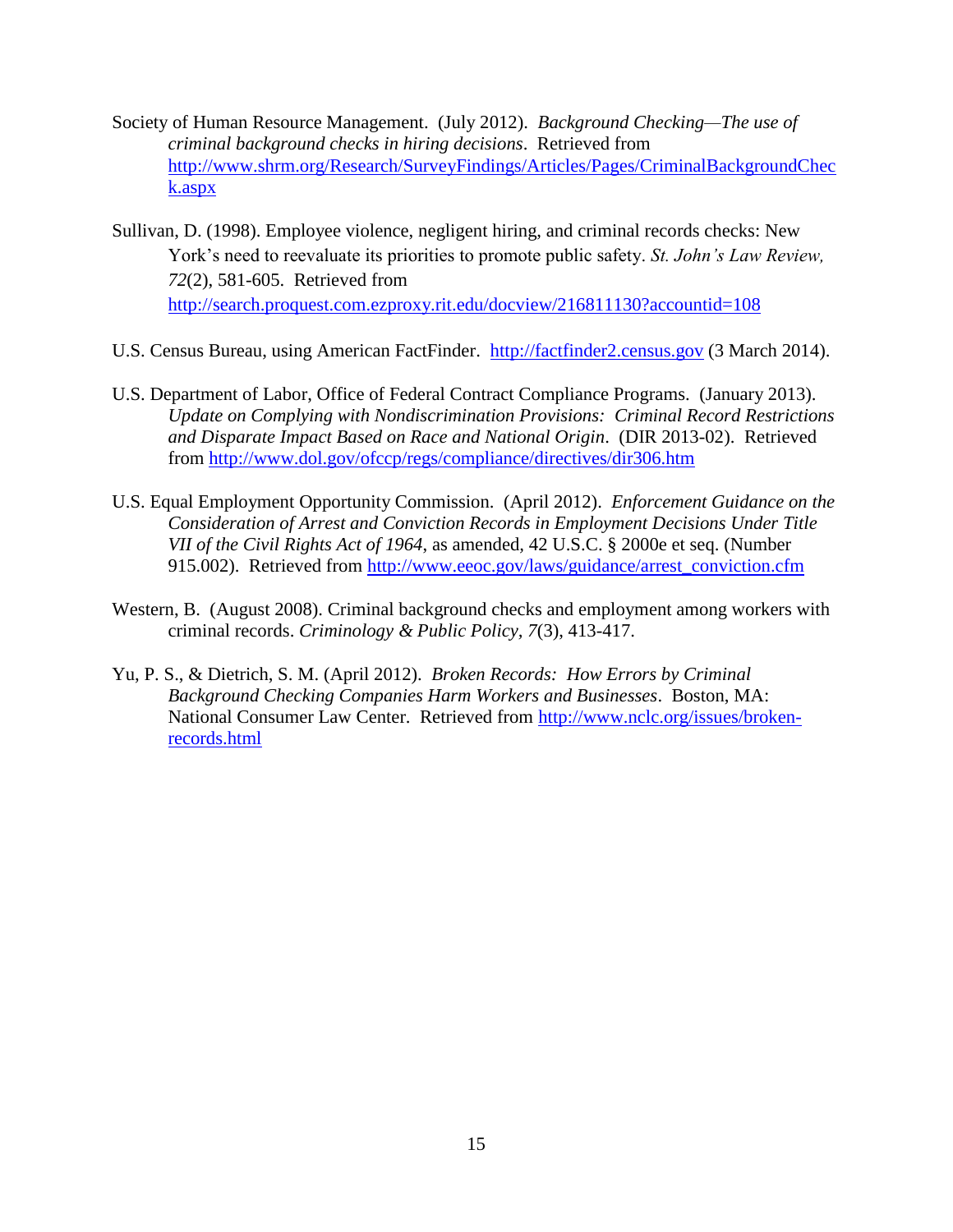Society of Human Resource Management. (July 2012). *Background Checking—The use of criminal background checks in hiring decisions*. Retrieved from http://www.shrm.org/Research/SurveyFindings/Articles/Pages/CriminalBackgroundCheck.aspx

Sullivan, D. (1998). Employee violence, negligent hiring, and criminal records checks: New York's need to reevaluate its priorities to promote public safety. *St. John's Law Review, 72*(2), 581-605. Retrieved from http://search.proquest.com.ezproxy.rit.edu/docview/216811130?accountid=108

U.S. Census Bureau, using American FactFinder. http://factfinder2.census.gov (3 March 2014).

U.S. Department of Labor, Office of Federal Contract Compliance Programs. (January 2013). *Update on Complying with Nondiscrimination Provisions: Criminal Record Restrictions and Disparate Impact Based on Race and National Origin*. (DIR 2013-02). Retrieved from http://www.dol.gov/ofccp/regs/compliance/directives/dir306.htm

U.S. Equal Employment Opportunity Commission. (April 2012). *Enforcement Guidance on the Consideration of Arrest and Conviction Records in Employment Decisions Under Title VII of the Civil Rights Act of 1964*, as amended, 42 U.S.C. § 2000e et seq. (Number 915.002). Retrieved from http://www.eeoc.gov/laws/guidance/arrest_conviction.cfm

Western, B. (August 2008). Criminal background checks and employment among workers with criminal records. *Criminology & Public Policy, 7*(3), 413-417.

Yu, P. S., & Dietrich, S. M. (April 2012). *Broken Records: How Errors by Criminal Background Checking Companies Harm Workers and Businesses*. Boston, MA: National Consumer Law Center. Retrieved from http://www.nclc.org/issues/broken-records.html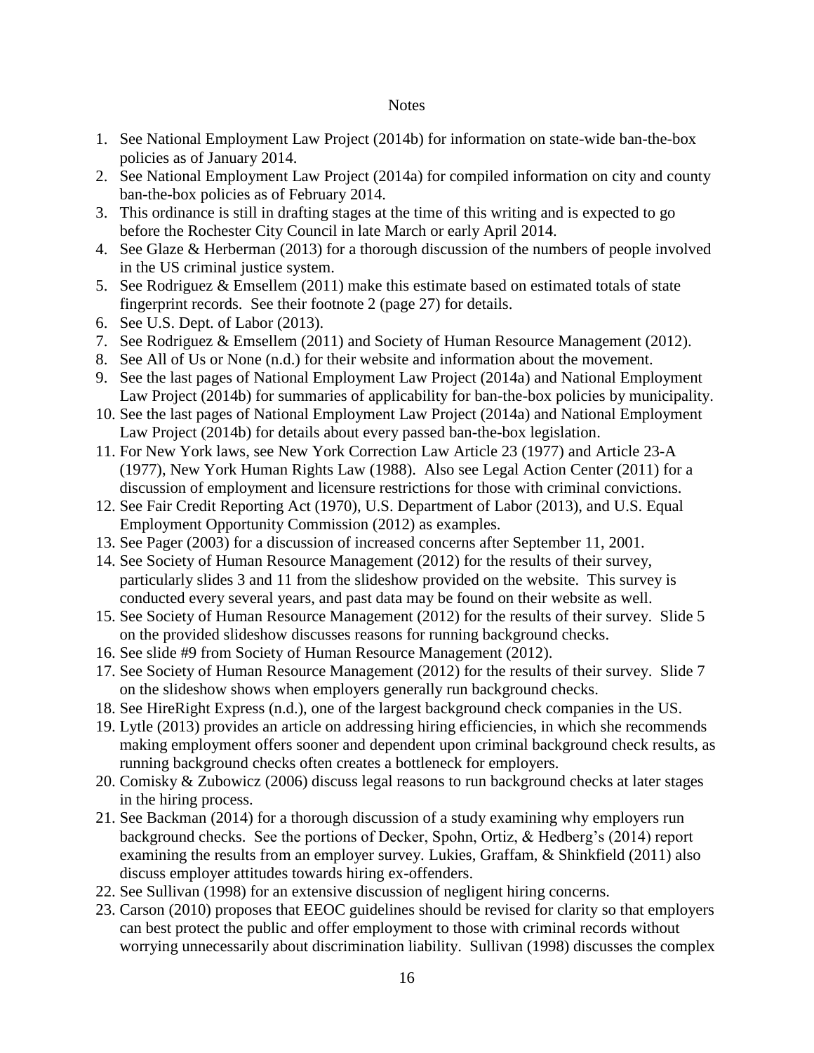## Notes

1. See National Employment Law Project (2014b) for information on state-wide ban-the-box policies as of January 2014.
2. See National Employment Law Project (2014a) for compiled information on city and county ban-the-box policies as of February 2014.
3. This ordinance is still in drafting stages at the time of this writing and is expected to go before the Rochester City Council in late March or early April 2014.
4. See Glaze & Herberman (2013) for a thorough discussion of the numbers of people involved in the US criminal justice system.
5. See Rodriguez & Emsellem (2011) make this estimate based on estimated totals of state fingerprint records. See their footnote 2 (page 27) for details.
6. See U.S. Dept. of Labor (2013).
7. See Rodriguez & Emsellem (2011) and Society of Human Resource Management (2012).
8. See All of Us or None (n.d.) for their website and information about the movement.
9. See the last pages of National Employment Law Project (2014a) and National Employment Law Project (2014b) for summaries of applicability for ban-the-box policies by municipality.
10. See the last pages of National Employment Law Project (2014a) and National Employment Law Project (2014b) for details about every passed ban-the-box legislation.
11. For New York laws, see New York Correction Law Article 23 (1977) and Article 23-A (1977), New York Human Rights Law (1988). Also see Legal Action Center (2011) for a discussion of employment and licensure restrictions for those with criminal convictions.
12. See Fair Credit Reporting Act (1970), U.S. Department of Labor (2013), and U.S. Equal Employment Opportunity Commission (2012) as examples.
13. See Pager (2003) for a discussion of increased concerns after September 11, 2001.
14. See Society of Human Resource Management (2012) for the results of their survey, particularly slides 3 and 11 from the slideshow provided on the website. This survey is conducted every several years, and past data may be found on their website as well.
15. See Society of Human Resource Management (2012) for the results of their survey. Slide 5 on the provided slideshow discusses reasons for running background checks.
16. See slide #9 from Society of Human Resource Management (2012).
17. See Society of Human Resource Management (2012) for the results of their survey. Slide 7 on the slideshow shows when employers generally run background checks.
18. See HireRight Express (n.d.), one of the largest background check companies in the US.
19. Lytle (2013) provides an article on addressing hiring efficiencies, in which she recommends making employment offers sooner and dependent upon criminal background check results, as running background checks often creates a bottleneck for employers.
20. Comisky & Zubowicz (2006) discuss legal reasons to run background checks at later stages in the hiring process.
21. See Backman (2014) for a thorough discussion of a study examining why employers run background checks. See the portions of Decker, Spohn, Ortiz, & Hedberg's (2014) report examining the results from an employer survey. Lukies, Graffam, & Shinkfield (2011) also discuss employer attitudes towards hiring ex-offenders.
22. See Sullivan (1998) for an extensive discussion of negligent hiring concerns.
23. Carson (2010) proposes that EEOC guidelines should be revised for clarity so that employers can best protect the public and offer employment to those with criminal records without worrying unnecessarily about discrimination liability. Sullivan (1998) discusses the complex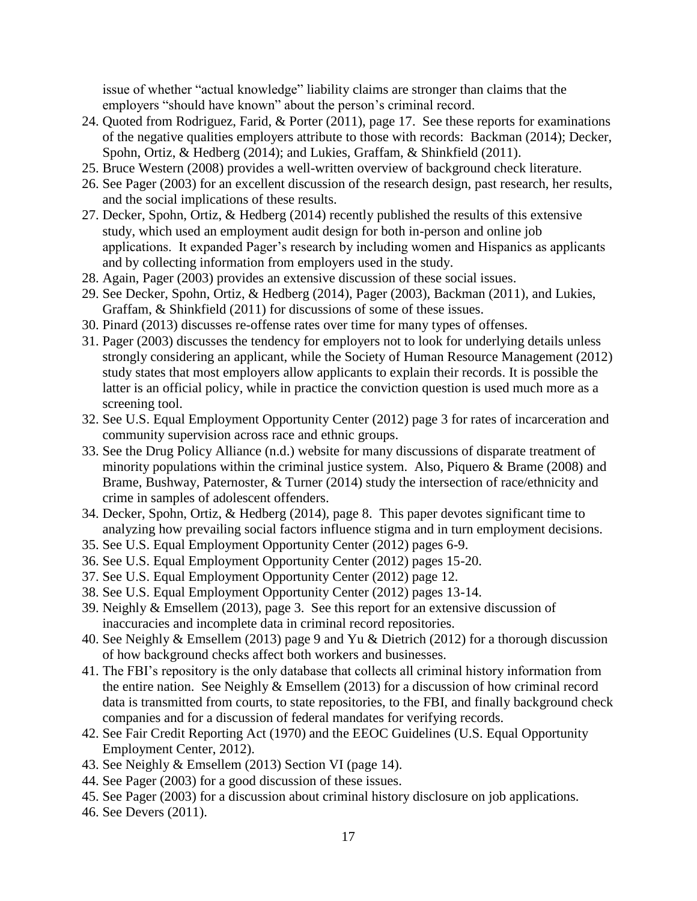issue of whether "actual knowledge" liability claims are stronger than claims that the employers "should have known" about the person's criminal record.

24. Quoted from Rodriguez, Farid, & Porter (2011), page 17. See these reports for examinations of the negative qualities employers attribute to those with records: Backman (2014); Decker, Spohn, Ortiz, & Hedberg (2014); and Lukies, Graffam, & Shinkfield (2011).
25. Bruce Western (2008) provides a well-written overview of background check literature.
26. See Pager (2003) for an excellent discussion of the research design, past research, her results, and the social implications of these results.
27. Decker, Spohn, Ortiz, & Hedberg (2014) recently published the results of this extensive study, which used an employment audit design for both in-person and online job applications. It expanded Pager's research by including women and Hispanics as applicants and by collecting information from employers used in the study.
28. Again, Pager (2003) provides an extensive discussion of these social issues.
29. See Decker, Spohn, Ortiz, & Hedberg (2014), Pager (2003), Backman (2011), and Lukies, Graffam, & Shinkfield (2011) for discussions of some of these issues.
30. Pinard (2013) discusses re-offense rates over time for many types of offenses.
31. Pager (2003) discusses the tendency for employers not to look for underlying details unless strongly considering an applicant, while the Society of Human Resource Management (2012) study states that most employers allow applicants to explain their records. It is possible the latter is an official policy, while in practice the conviction question is used much more as a screening tool.
32. See U.S. Equal Employment Opportunity Center (2012) page 3 for rates of incarceration and community supervision across race and ethnic groups.
33. See the Drug Policy Alliance (n.d.) website for many discussions of disparate treatment of minority populations within the criminal justice system. Also, Piquero & Brame (2008) and Brame, Bushway, Paternoster, & Turner (2014) study the intersection of race/ethnicity and crime in samples of adolescent offenders.
34. Decker, Spohn, Ortiz, & Hedberg (2014), page 8. This paper devotes significant time to analyzing how prevailing social factors influence stigma and in turn employment decisions.
35. See U.S. Equal Employment Opportunity Center (2012) pages 6-9.
36. See U.S. Equal Employment Opportunity Center (2012) pages 15-20.
37. See U.S. Equal Employment Opportunity Center (2012) page 12.
38. See U.S. Equal Employment Opportunity Center (2012) pages 13-14.
39. Neighly & Emsellem (2013), page 3. See this report for an extensive discussion of inaccuracies and incomplete data in criminal record repositories.
40. See Neighly & Emsellem (2013) page 9 and Yu & Dietrich (2012) for a thorough discussion of how background checks affect both workers and businesses.
41. The FBI's repository is the only database that collects all criminal history information from the entire nation. See Neighly & Emsellem (2013) for a discussion of how criminal record data is transmitted from courts, to state repositories, to the FBI, and finally background check companies and for a discussion of federal mandates for verifying records.
42. See Fair Credit Reporting Act (1970) and the EEOC Guidelines (U.S. Equal Opportunity Employment Center, 2012).
43. See Neighly & Emsellem (2013) Section VI (page 14).
44. See Pager (2003) for a good discussion of these issues.
45. See Pager (2003) for a discussion about criminal history disclosure on job applications.
46. See Devers (2011).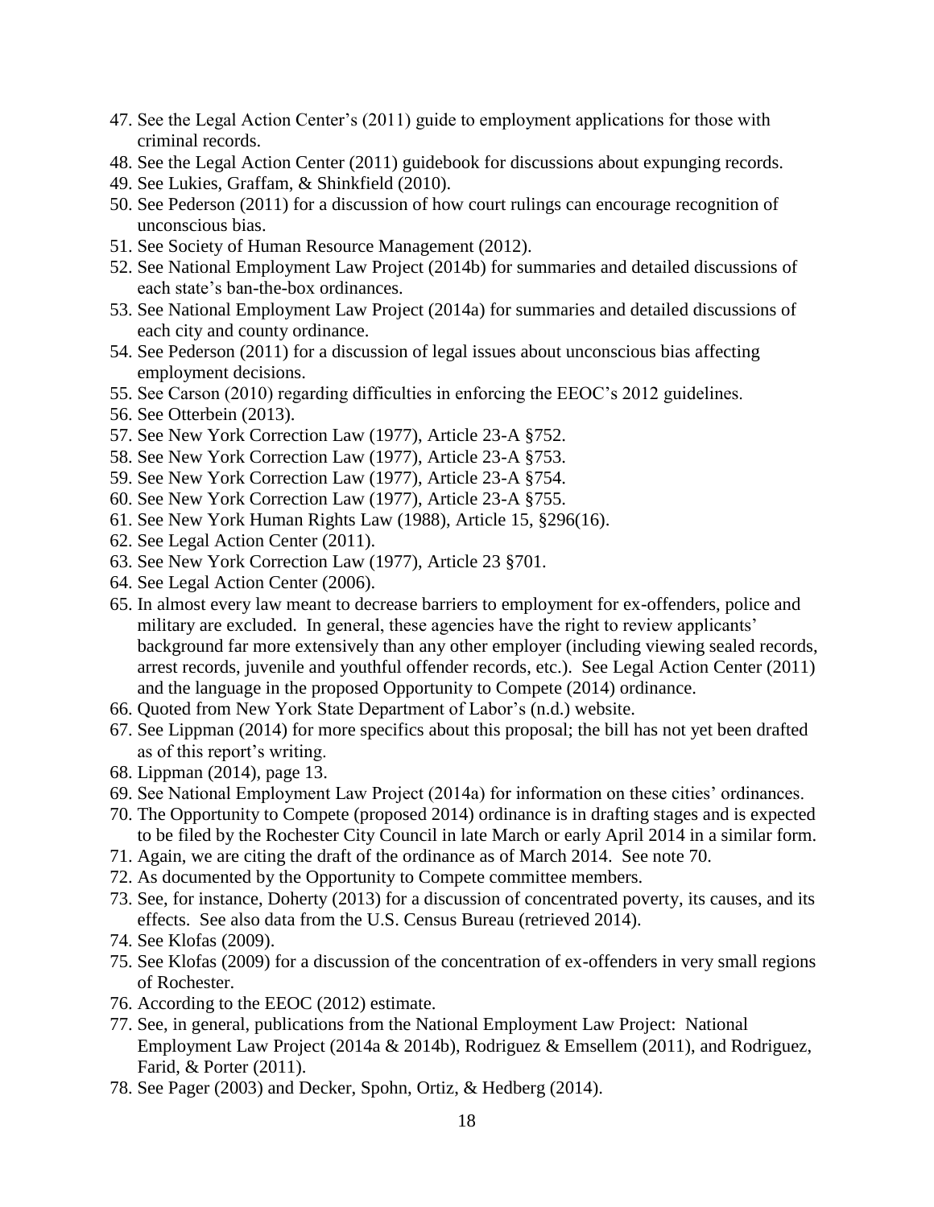47. See the Legal Action Center's (2011) guide to employment applications for those with criminal records.
48. See the Legal Action Center (2011) guidebook for discussions about expunging records.
49. See Lukies, Graffam, & Shinkfield (2010).
50. See Pederson (2011) for a discussion of how court rulings can encourage recognition of unconscious bias.
51. See Society of Human Resource Management (2012).
52. See National Employment Law Project (2014b) for summaries and detailed discussions of each state's ban-the-box ordinances.
53. See National Employment Law Project (2014a) for summaries and detailed discussions of each city and county ordinance.
54. See Pederson (2011) for a discussion of legal issues about unconscious bias affecting employment decisions.
55. See Carson (2010) regarding difficulties in enforcing the EEOC's 2012 guidelines.
56. See Otterbein (2013).
57. See New York Correction Law (1977), Article 23-A §752.
58. See New York Correction Law (1977), Article 23-A §753.
59. See New York Correction Law (1977), Article 23-A §754.
60. See New York Correction Law (1977), Article 23-A §755.
61. See New York Human Rights Law (1988), Article 15, §296(16).
62. See Legal Action Center (2011).
63. See New York Correction Law (1977), Article 23 §701.
64. See Legal Action Center (2006).
65. In almost every law meant to decrease barriers to employment for ex-offenders, police and military are excluded. In general, these agencies have the right to review applicants' background far more extensively than any other employer (including viewing sealed records, arrest records, juvenile and youthful offender records, etc.). See Legal Action Center (2011) and the language in the proposed Opportunity to Compete (2014) ordinance.
66. Quoted from New York State Department of Labor's (n.d.) website.
67. See Lippman (2014) for more specifics about this proposal; the bill has not yet been drafted as of this report's writing.
68. Lippman (2014), page 13.
69. See National Employment Law Project (2014a) for information on these cities' ordinances.
70. The Opportunity to Compete (proposed 2014) ordinance is in drafting stages and is expected to be filed by the Rochester City Council in late March or early April 2014 in a similar form.
71. Again, we are citing the draft of the ordinance as of March 2014. See note 70.
72. As documented by the Opportunity to Compete committee members.
73. See, for instance, Doherty (2013) for a discussion of concentrated poverty, its causes, and its effects. See also data from the U.S. Census Bureau (retrieved 2014).
74. See Klofas (2009).
75. See Klofas (2009) for a discussion of the concentration of ex-offenders in very small regions of Rochester.
76. According to the EEOC (2012) estimate.
77. See, in general, publications from the National Employment Law Project: National Employment Law Project (2014a & 2014b), Rodriguez & Emsellem (2011), and Rodriguez, Farid, & Porter (2011).
78. See Pager (2003) and Decker, Spohn, Ortiz, & Hedberg (2014).